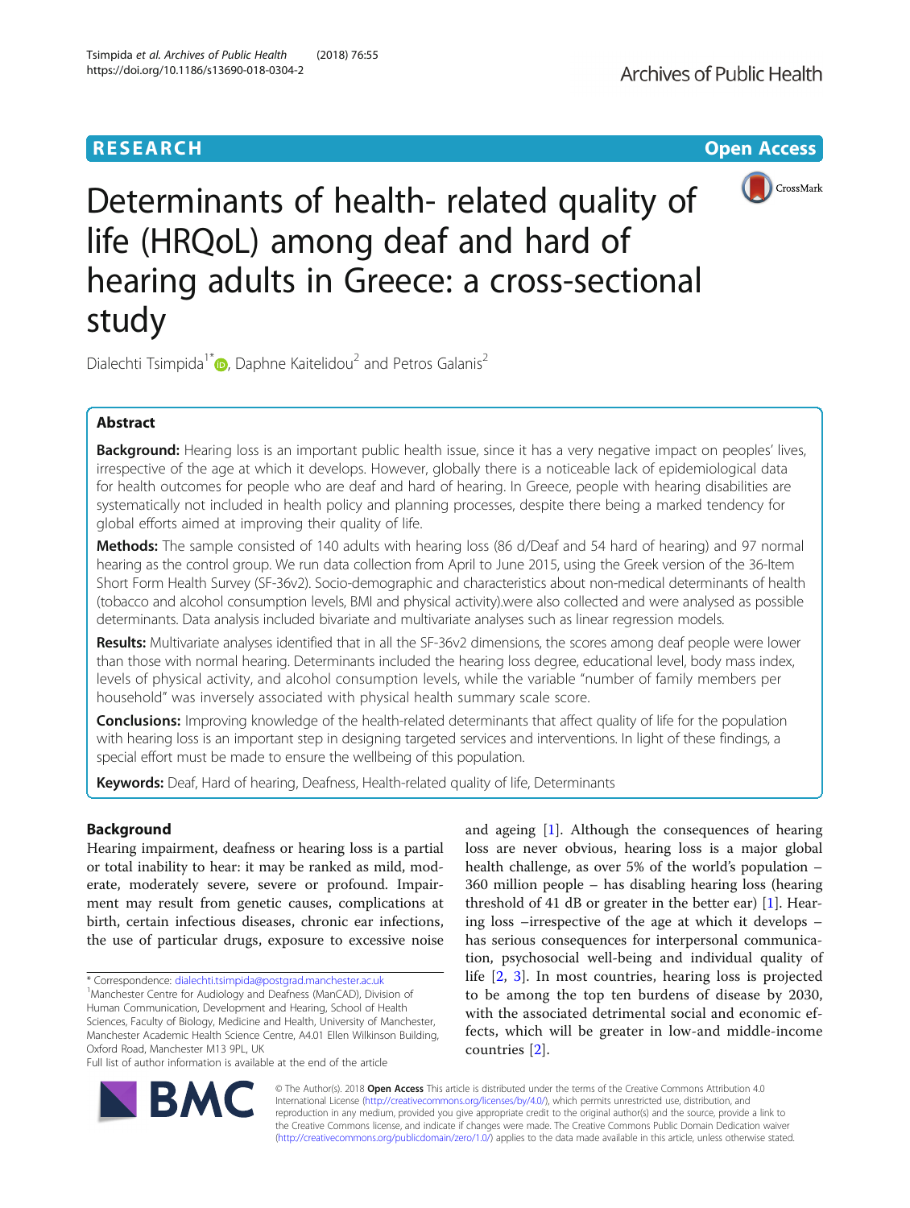RESEARCH

Open Access

# Determinants of health- related quality of life (HRQoL) among deaf and hard of hearing adults in Greece: a cross-sectional study

Dialechti Tsimpida[1*], Daphne Kaitelidou[2] and Petros Galanis[2]

## Abstract

**Background:** Hearing loss is an important public health issue, since it has a very negative impact on peoples' lives, irrespective of the age at which it develops. However, globally there is a noticeable lack of epidemiological data for health outcomes for people who are deaf and hard of hearing. In Greece, people with hearing disabilities are systematically not included in health policy and planning processes, despite there being a marked tendency for global efforts aimed at improving their quality of life.

**Methods:** The sample consisted of 140 adults with hearing loss (86 d/Deaf and 54 hard of hearing) and 97 normal hearing as the control group. We run data collection from April to June 2015, using the Greek version of the 36-Item Short Form Health Survey (SF-36v2). Socio-demographic and characteristics about non-medical determinants of health (tobacco and alcohol consumption levels, BMI and physical activity).were also collected and were analysed as possible determinants. Data analysis included bivariate and multivariate analyses such as linear regression models.

**Results:** Multivariate analyses identified that in all the SF-36v2 dimensions, the scores among deaf people were lower than those with normal hearing. Determinants included the hearing loss degree, educational level, body mass index, levels of physical activity, and alcohol consumption levels, while the variable "number of family members per household" was inversely associated with physical health summary scale score.

**Conclusions:** Improving knowledge of the health-related determinants that affect quality of life for the population with hearing loss is an important step in designing targeted services and interventions. In light of these findings, a special effort must be made to ensure the wellbeing of this population.

**Keywords:** Deaf, Hard of hearing, Deafness, Health-related quality of life, Determinants

## Background

Hearing impairment, deafness or hearing loss is a partial or total inability to hear: it may be ranked as mild, moderate, moderately severe, severe or profound. Impairment may result from genetic causes, complications at birth, certain infectious diseases, chronic ear infections, the use of particular drugs, exposure to excessive noise and ageing [1]. Although the consequences of hearing loss are never obvious, hearing loss is a major global health challenge, as over 5% of the world's population – 360 million people – has disabling hearing loss (hearing threshold of 41 dB or greater in the better ear) [1]. Hearing loss –irrespective of the age at which it develops – has serious consequences for interpersonal communication, psychosocial well-being and individual quality of life [2, 3]. In most countries, hearing loss is projected to be among the top ten burdens of disease by 2030, with the associated detrimental social and economic effects, which will be greater in low-and middle-income countries [2].

* Correspondence: dialechti.tsimpida@postgrad.manchester.ac.uk
[1]Manchester Centre for Audiology and Deafness (ManCAD), Division of Human Communication, Development and Hearing, School of Health Sciences, Faculty of Biology, Medicine and Health, University of Manchester, Manchester Academic Health Science Centre, A4.01 Ellen Wilkinson Building, Oxford Road, Manchester M13 9PL, UK
Full list of author information is available at the end of the article

© The Author(s). 2018 **Open Access** This article is distributed under the terms of the Creative Commons Attribution 4.0 International License (http://creativecommons.org/licenses/by/4.0/), which permits unrestricted use, distribution, and reproduction in any medium, provided you give appropriate credit to the original author(s) and the source, provide a link to the Creative Commons license, and indicate if changes were made. The Creative Commons Public Domain Dedication waiver (http://creativecommons.org/publicdomain/zero/1.0/) applies to the data made available in this article, unless otherwise stated.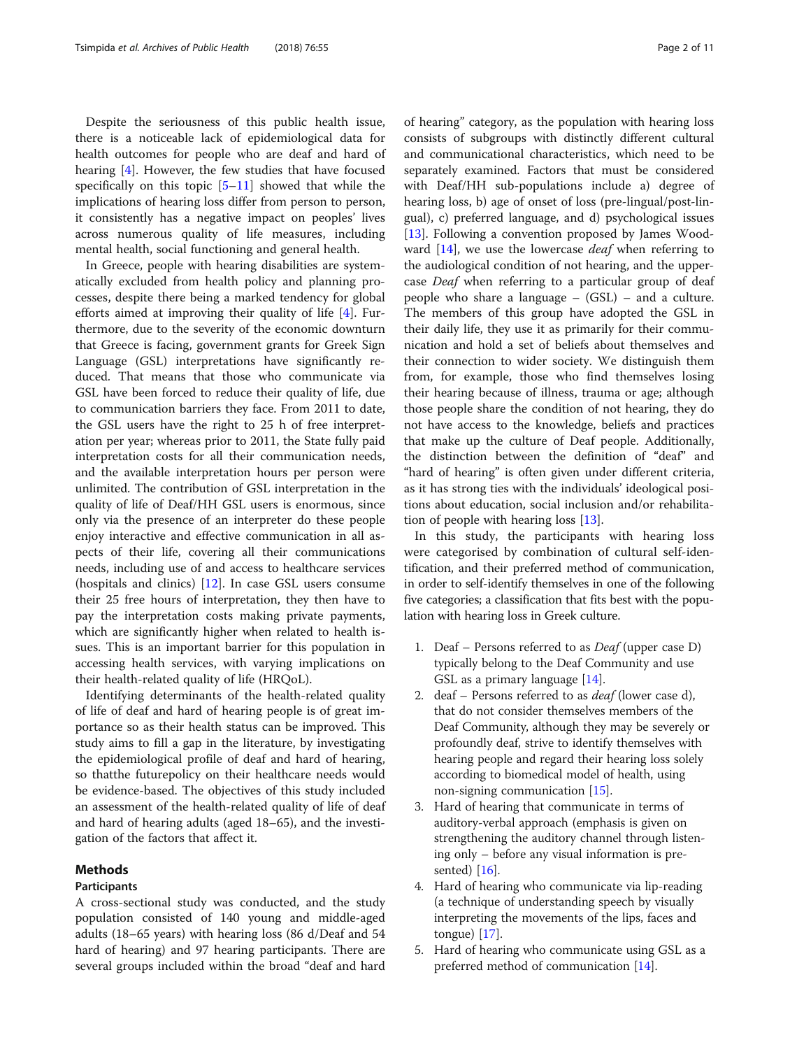Despite the seriousness of this public health issue, there is a noticeable lack of epidemiological data for health outcomes for people who are deaf and hard of hearing [4]. However, the few studies that have focused specifically on this topic [5–11] showed that while the implications of hearing loss differ from person to person, it consistently has a negative impact on peoples' lives across numerous quality of life measures, including mental health, social functioning and general health.

In Greece, people with hearing disabilities are systematically excluded from health policy and planning processes, despite there being a marked tendency for global efforts aimed at improving their quality of life [4]. Furthermore, due to the severity of the economic downturn that Greece is facing, government grants for Greek Sign Language (GSL) interpretations have significantly reduced. That means that those who communicate via GSL have been forced to reduce their quality of life, due to communication barriers they face. From 2011 to date, the GSL users have the right to 25 h of free interpretation per year; whereas prior to 2011, the State fully paid interpretation costs for all their communication needs, and the available interpretation hours per person were unlimited. The contribution of GSL interpretation in the quality of life of Deaf/HH GSL users is enormous, since only via the presence of an interpreter do these people enjoy interactive and effective communication in all aspects of their life, covering all their communications needs, including use of and access to healthcare services (hospitals and clinics) [12]. In case GSL users consume their 25 free hours of interpretation, they then have to pay the interpretation costs making private payments, which are significantly higher when related to health issues. This is an important barrier for this population in accessing health services, with varying implications on their health-related quality of life (HRQoL).

Identifying determinants of the health-related quality of life of deaf and hard of hearing people is of great importance so as their health status can be improved. This study aims to fill a gap in the literature, by investigating the epidemiological profile of deaf and hard of hearing, so thatthe futurepolicy on their healthcare needs would be evidence-based. The objectives of this study included an assessment of the health-related quality of life of deaf and hard of hearing adults (aged 18–65), and the investigation of the factors that affect it.

## Methods

### Participants

A cross-sectional study was conducted, and the study population consisted of 140 young and middle-aged adults (18–65 years) with hearing loss (86 d/Deaf and 54 hard of hearing) and 97 hearing participants. There are several groups included within the broad "deaf and hard of hearing" category, as the population with hearing loss consists of subgroups with distinctly different cultural and communicational characteristics, which need to be separately examined. Factors that must be considered with Deaf/HH sub-populations include a) degree of hearing loss, b) age of onset of loss (pre-lingual/post-lingual), c) preferred language, and d) psychological issues [13]. Following a convention proposed by James Woodward [14], we use the lowercase *deaf* when referring to the audiological condition of not hearing, and the uppercase *Deaf* when referring to a particular group of deaf people who share a language – (GSL) – and a culture. The members of this group have adopted the GSL in their daily life, they use it as primarily for their communication and hold a set of beliefs about themselves and their connection to wider society. We distinguish them from, for example, those who find themselves losing their hearing because of illness, trauma or age; although those people share the condition of not hearing, they do not have access to the knowledge, beliefs and practices that make up the culture of Deaf people. Additionally, the distinction between the definition of "deaf" and "hard of hearing" is often given under different criteria, as it has strong ties with the individuals' ideological positions about education, social inclusion and/or rehabilitation of people with hearing loss [13].

In this study, the participants with hearing loss were categorised by combination of cultural self-identification, and their preferred method of communication, in order to self-identify themselves in one of the following five categories; a classification that fits best with the population with hearing loss in Greek culture.

1. Deaf – Persons referred to as *Deaf* (upper case D) typically belong to the Deaf Community and use GSL as a primary language [14].
2. deaf – Persons referred to as *deaf* (lower case d), that do not consider themselves members of the Deaf Community, although they may be severely or profoundly deaf, strive to identify themselves with hearing people and regard their hearing loss solely according to biomedical model of health, using non-signing communication [15].
3. Hard of hearing that communicate in terms of auditory-verbal approach (emphasis is given on strengthening the auditory channel through listening only – before any visual information is presented) [16].
4. Hard of hearing who communicate via lip-reading (a technique of understanding speech by visually interpreting the movements of the lips, faces and tongue) [17].
5. Hard of hearing who communicate using GSL as a preferred method of communication [14].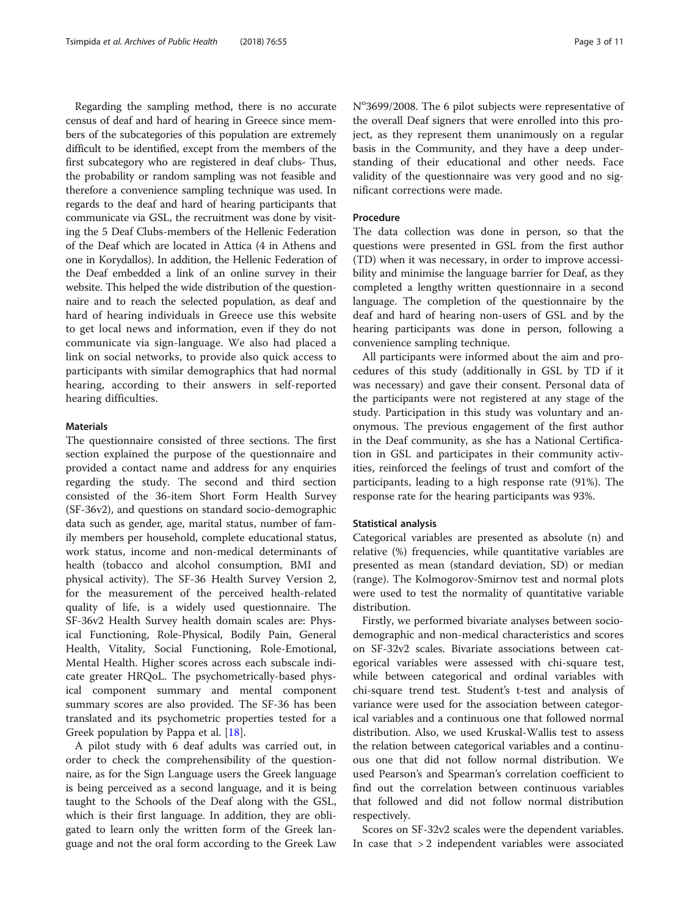Regarding the sampling method, there is no accurate census of deaf and hard of hearing in Greece since members of the subcategories of this population are extremely difficult to be identified, except from the members of the first subcategory who are registered in deaf clubs- Thus, the probability or random sampling was not feasible and therefore a convenience sampling technique was used. In regards to the deaf and hard of hearing participants that communicate via GSL, the recruitment was done by visiting the 5 Deaf Clubs-members of the Hellenic Federation of the Deaf which are located in Attica (4 in Athens and one in Korydallos). In addition, the Hellenic Federation of the Deaf embedded a link of an online survey in their website. This helped the wide distribution of the questionnaire and to reach the selected population, as deaf and hard of hearing individuals in Greece use this website to get local news and information, even if they do not communicate via sign-language. We also had placed a link on social networks, to provide also quick access to participants with similar demographics that had normal hearing, according to their answers in self-reported hearing difficulties.

#### Materials

The questionnaire consisted of three sections. The first section explained the purpose of the questionnaire and provided a contact name and address for any enquiries regarding the study. The second and third section consisted of the 36-item Short Form Health Survey (SF-36v2), and questions on standard socio-demographic data such as gender, age, marital status, number of family members per household, complete educational status, work status, income and non-medical determinants of health (tobacco and alcohol consumption, BMI and physical activity). The SF-36 Health Survey Version 2, for the measurement of the perceived health-related quality of life, is a widely used questionnaire. The SF-36v2 Health Survey health domain scales are: Physical Functioning, Role-Physical, Bodily Pain, General Health, Vitality, Social Functioning, Role-Emotional, Mental Health. Higher scores across each subscale indicate greater HRQoL. The psychometrically-based physical component summary and mental component summary scores are also provided. The SF-36 has been translated and its psychometric properties tested for a Greek population by Pappa et al. [18].

A pilot study with 6 deaf adults was carried out, in order to check the comprehensibility of the questionnaire, as for the Sign Language users the Greek language is being perceived as a second language, and it is being taught to the Schools of the Deaf along with the GSL, which is their first language. In addition, they are obligated to learn only the written form of the Greek language and not the oral form according to the Greek Law N°3699/2008. The 6 pilot subjects were representative of the overall Deaf signers that were enrolled into this project, as they represent them unanimously on a regular basis in the Community, and they have a deep understanding of their educational and other needs. Face validity of the questionnaire was very good and no significant corrections were made.

#### Procedure

The data collection was done in person, so that the questions were presented in GSL from the first author (TD) when it was necessary, in order to improve accessibility and minimise the language barrier for Deaf, as they completed a lengthy written questionnaire in a second language. The completion of the questionnaire by the deaf and hard of hearing non-users of GSL and by the hearing participants was done in person, following a convenience sampling technique.

All participants were informed about the aim and procedures of this study (additionally in GSL by TD if it was necessary) and gave their consent. Personal data of the participants were not registered at any stage of the study. Participation in this study was voluntary and anonymous. The previous engagement of the first author in the Deaf community, as she has a National Certification in GSL and participates in their community activities, reinforced the feelings of trust and comfort of the participants, leading to a high response rate (91%). The response rate for the hearing participants was 93%.

#### Statistical analysis

Categorical variables are presented as absolute (n) and relative (%) frequencies, while quantitative variables are presented as mean (standard deviation, SD) or median (range). The Kolmogorov-Smirnov test and normal plots were used to test the normality of quantitative variable distribution.

Firstly, we performed bivariate analyses between sociodemographic and non-medical characteristics and scores on SF-32v2 scales. Bivariate associations between categorical variables were assessed with chi-square test, while between categorical and ordinal variables with chi-square trend test. Student's t-test and analysis of variance were used for the association between categorical variables and a continuous one that followed normal distribution. Also, we used Kruskal-Wallis test to assess the relation between categorical variables and a continuous one that did not follow normal distribution. We used Pearson's and Spearman's correlation coefficient to find out the correlation between continuous variables that followed and did not follow normal distribution respectively.

Scores on SF-32v2 scales were the dependent variables. In case that > 2 independent variables were associated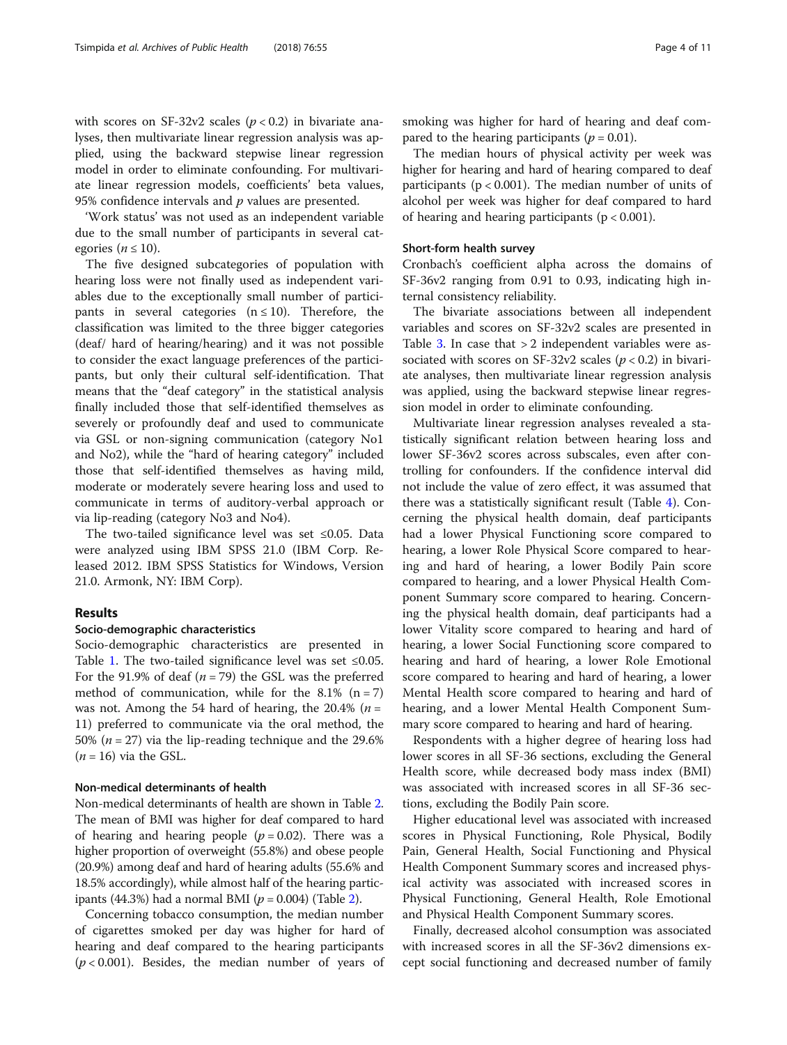with scores on SF-32v2 scales ($p < 0.2$) in bivariate analyses, then multivariate linear regression analysis was applied, using the backward stepwise linear regression model in order to eliminate confounding. For multivariate linear regression models, coefficients' beta values, 95% confidence intervals and $p$ values are presented.

'Work status' was not used as an independent variable due to the small number of participants in several categories ($n \leq 10$).

The five designed subcategories of population with hearing loss were not finally used as independent variables due to the exceptionally small number of participants in several categories ($n \leq 10$). Therefore, the classification was limited to the three bigger categories (deaf/ hard of hearing/hearing) and it was not possible to consider the exact language preferences of the participants, but only their cultural self-identification. That means that the "deaf category" in the statistical analysis finally included those that self-identified themselves as severely or profoundly deaf and used to communicate via GSL or non-signing communication (category No1 and No2), while the "hard of hearing category" included those that self-identified themselves as having mild, moderate or moderately severe hearing loss and used to communicate in terms of auditory-verbal approach or via lip-reading (category No3 and No4).

The two-tailed significance level was set ≤0.05. Data were analyzed using IBM SPSS 21.0 (IBM Corp. Released 2012. IBM SPSS Statistics for Windows, Version 21.0. Armonk, NY: IBM Corp).

## Results

### Socio-demographic characteristics

Socio-demographic characteristics are presented in Table 1. The two-tailed significance level was set ≤0.05. For the 91.9% of deaf ($n = 79$) the GSL was the preferred method of communication, while for the 8.1% ($n = 7$) was not. Among the 54 hard of hearing, the 20.4% ($n = 11$) preferred to communicate via the oral method, the 50% ($n = 27$) via the lip-reading technique and the 29.6% ($n = 16$) via the GSL.

### Non-medical determinants of health

Non-medical determinants of health are shown in Table 2. The mean of BMI was higher for deaf compared to hard of hearing and hearing people ($p = 0.02$). There was a higher proportion of overweight (55.8%) and obese people (20.9%) among deaf and hard of hearing adults (55.6% and 18.5% accordingly), while almost half of the hearing participants (44.3%) had a normal BMI ($p = 0.004$) (Table 2).

Concerning tobacco consumption, the median number of cigarettes smoked per day was higher for hard of hearing and deaf compared to the hearing participants ($p < 0.001$). Besides, the median number of years of smoking was higher for hard of hearing and deaf compared to the hearing participants ($p = 0.01$).

The median hours of physical activity per week was higher for hearing and hard of hearing compared to deaf participants ($p < 0.001$). The median number of units of alcohol per week was higher for deaf compared to hard of hearing and hearing participants ($p < 0.001$).

### Short-form health survey

Cronbach's coefficient alpha across the domains of SF-36v2 ranging from 0.91 to 0.93, indicating high internal consistency reliability.

The bivariate associations between all independent variables and scores on SF-32v2 scales are presented in Table 3. In case that > 2 independent variables were associated with scores on SF-32v2 scales ($p < 0.2$) in bivariate analyses, then multivariate linear regression analysis was applied, using the backward stepwise linear regression model in order to eliminate confounding.

Multivariate linear regression analyses revealed a statistically significant relation between hearing loss and lower SF-36v2 scores across subscales, even after controlling for confounders. If the confidence interval did not include the value of zero effect, it was assumed that there was a statistically significant result (Table 4). Concerning the physical health domain, deaf participants had a lower Physical Functioning score compared to hearing, a lower Role Physical Score compared to hearing and hard of hearing, a lower Bodily Pain score compared to hearing, and a lower Physical Health Component Summary score compared to hearing. Concerning the physical health domain, deaf participants had a lower Vitality score compared to hearing and hard of hearing, a lower Social Functioning score compared to hearing and hard of hearing, a lower Role Emotional score compared to hearing and hard of hearing, a lower Mental Health score compared to hearing and hard of hearing, and a lower Mental Health Component Summary score compared to hearing and hard of hearing.

Respondents with a higher degree of hearing loss had lower scores in all SF-36 sections, excluding the General Health score, while decreased body mass index (BMI) was associated with increased scores in all SF-36 sections, excluding the Bodily Pain score.

Higher educational level was associated with increased scores in Physical Functioning, Role Physical, Bodily Pain, General Health, Social Functioning and Physical Health Component Summary scores and increased physical activity was associated with increased scores in Physical Functioning, General Health, Role Emotional and Physical Health Component Summary scores.

Finally, decreased alcohol consumption was associated with increased scores in all the SF-36v2 dimensions except social functioning and decreased number of family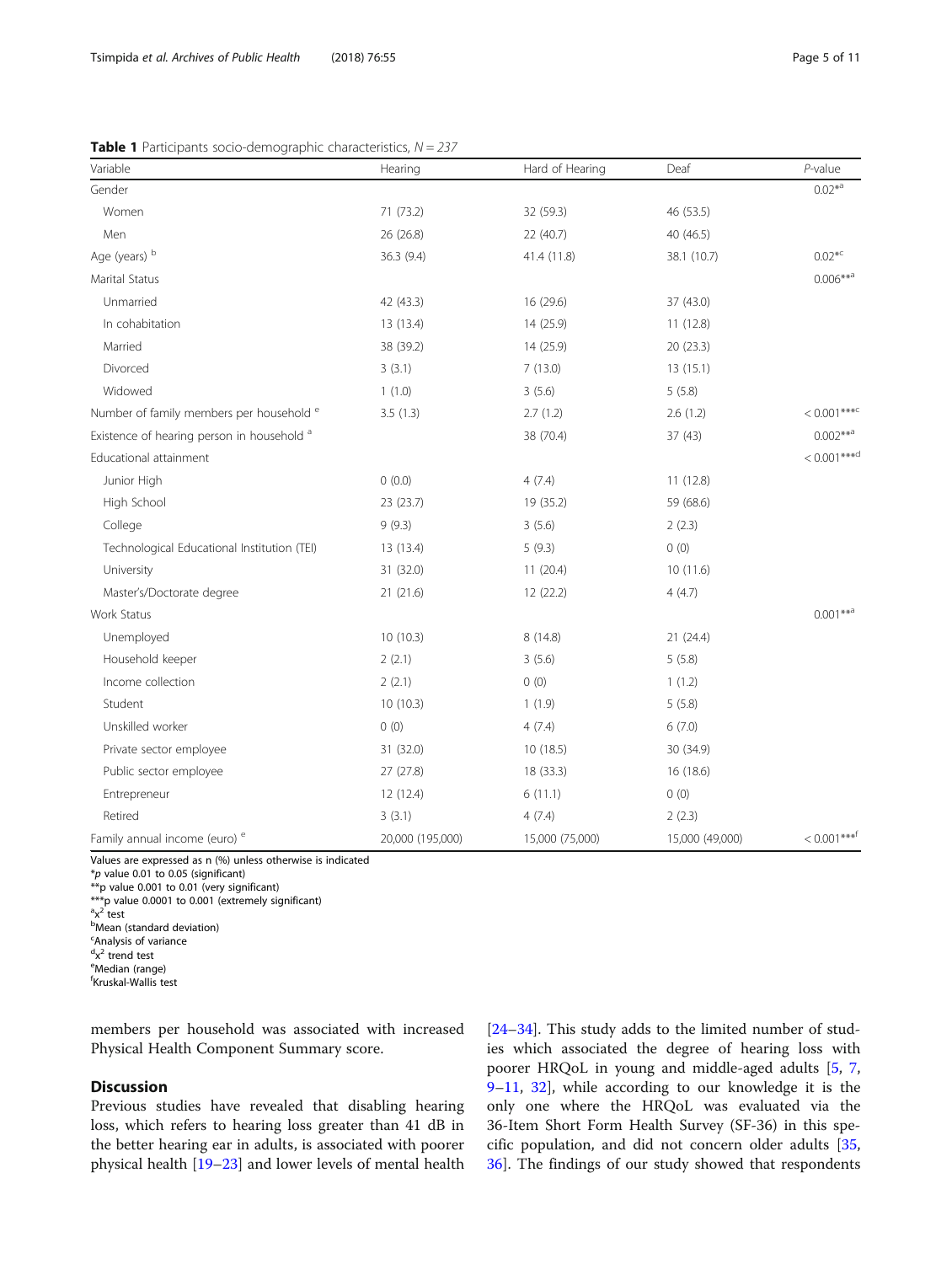**Table 1** Participants socio-demographic characteristics, *N* = *237*

| Variable | Hearing | Hard of Hearing | Deaf | *P*-value |
|---|---|---|---|---|
| Gender | | | | 0.02*[a] |
| Women | 71 (73.2) | 32 (59.3) | 46 (53.5) | |
| Men | 26 (26.8) | 22 (40.7) | 40 (46.5) | |
| Age (years) [b] | 36.3 (9.4) | 41.4 (11.8) | 38.1 (10.7) | 0.02*[c] |
| Marital Status | | | | 0.006**[a] |
| Unmarried | 42 (43.3) | 16 (29.6) | 37 (43.0) | |
| In cohabitation | 13 (13.4) | 14 (25.9) | 11 (12.8) | |
| Married | 38 (39.2) | 14 (25.9) | 20 (23.3) | |
| Divorced | 3 (3.1) | 7 (13.0) | 13 (15.1) | |
| Widowed | 1 (1.0) | 3 (5.6) | 5 (5.8) | |
| Number of family members per household [e] | 3.5 (1.3) | 2.7 (1.2) | 2.6 (1.2) | < 0.001***[c] |
| Existence of hearing person in household [a] | | 38 (70.4) | 37 (43) | 0.002**[a] |
| Educational attainment | | | | < 0.001***[d] |
| Junior High | 0 (0.0) | 4 (7.4) | 11 (12.8) | |
| High School | 23 (23.7) | 19 (35.2) | 59 (68.6) | |
| College | 9 (9.3) | 3 (5.6) | 2 (2.3) | |
| Technological Educational Institution (TEI) | 13 (13.4) | 5 (9.3) | 0 (0) | |
| University | 31 (32.0) | 11 (20.4) | 10 (11.6) | |
| Master's/Doctorate degree | 21 (21.6) | 12 (22.2) | 4 (4.7) | |
| Work Status | | | | 0.001**[a] |
| Unemployed | 10 (10.3) | 8 (14.8) | 21 (24.4) | |
| Household keeper | 2 (2.1) | 3 (5.6) | 5 (5.8) | |
| Income collection | 2 (2.1) | 0 (0) | 1 (1.2) | |
| Student | 10 (10.3) | 1 (1.9) | 5 (5.8) | |
| Unskilled worker | 0 (0) | 4 (7.4) | 6 (7.0) | |
| Private sector employee | 31 (32.0) | 10 (18.5) | 30 (34.9) | |
| Public sector employee | 27 (27.8) | 18 (33.3) | 16 (18.6) | |
| Entrepreneur | 12 (12.4) | 6 (11.1) | 0 (0) | |
| Retired | 3 (3.1) | 4 (7.4) | 2 (2.3) | |
| Family annual income (euro) [e] | 20,000 (195,000) | 15,000 (75,000) | 15,000 (49,000) | < 0.001***[f] |

Values are expressed as n (%) unless otherwise is indicated
**p* value 0.01 to 0.05 (significant)
**p value 0.001 to 0.01 (very significant)
***p value 0.0001 to 0.001 (extremely significant)
[a]$x^2$ test
[b]Mean (standard deviation)
[c]Analysis of variance
[d]$x^2$ trend test
[e]Median (range)
[f]Kruskal-Wallis test

members per household was associated with increased Physical Health Component Summary score.

## Discussion

Previous studies have revealed that disabling hearing loss, which refers to hearing loss greater than 41 dB in the better hearing ear in adults, is associated with poorer physical health [19–23] and lower levels of mental health [24–34]. This study adds to the limited number of studies which associated the degree of hearing loss with poorer HRQoL in young and middle-aged adults [5, 7, 9–11, 32], while according to our knowledge it is the only one where the HRQoL was evaluated via the 36-Item Short Form Health Survey (SF-36) in this specific population, and did not concern older adults [35, 36]. The findings of our study showed that respondents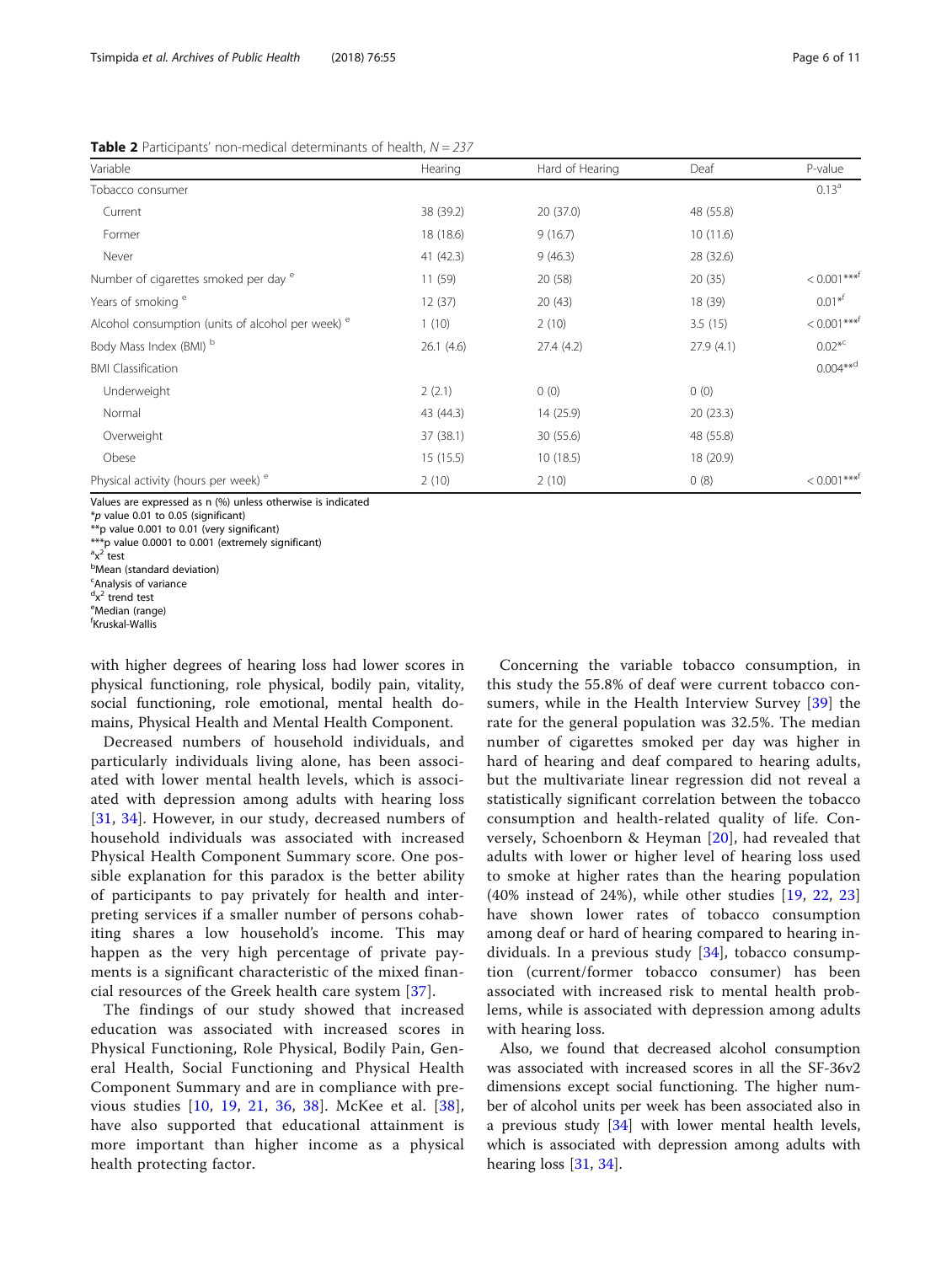**Table 2** Participants' non-medical determinants of health, $N = 237$

| Variable | Hearing | Hard of Hearing | Deaf | P-value |
|---|---|---|---|---|
| Tobacco consumer | | | | 0.13[a] |
| Current | 38 (39.2) | 20 (37.0) | 48 (55.8) | |
| Former | 18 (18.6) | 9 (16.7) | 10 (11.6) | |
| Never | 41 (42.3) | 9 (46.3) | 28 (32.6) | |
| Number of cigarettes smoked per day [e] | 11 (59) | 20 (58) | 20 (35) | < 0.001***[f] |
| Years of smoking [e] | 12 (37) | 20 (43) | 18 (39) | 0.01*[f] |
| Alcohol consumption (units of alcohol per week) [e] | 1 (10) | 2 (10) | 3.5 (15) | < 0.001***[f] |
| Body Mass Index (BMI) [b] | 26.1 (4.6) | 27.4 (4.2) | 27.9 (4.1) | 0.02*[c] |
| BMI Classification | | | | 0.004**[d] |
| Underweight | 2 (2.1) | 0 (0) | 0 (0) | |
| Normal | 43 (44.3) | 14 (25.9) | 20 (23.3) | |
| Overweight | 37 (38.1) | 30 (55.6) | 48 (55.8) | |
| Obese | 15 (15.5) | 10 (18.5) | 18 (20.9) | |
| Physical activity (hours per week) [e] | 2 (10) | 2 (10) | 0 (8) | < 0.001***[f] |

Values are expressed as n (%) unless otherwise is indicated
*p value 0.01 to 0.05 (significant)
**p value 0.001 to 0.01 (very significant)
***p value 0.0001 to 0.001 (extremely significant)
[a] $x^2$ test
[b] Mean (standard deviation)
[c] Analysis of variance
[d] $x^2$ trend test
[e] Median (range)
[f] Kruskal-Wallis

with higher degrees of hearing loss had lower scores in physical functioning, role physical, bodily pain, vitality, social functioning, role emotional, mental health domains, Physical Health and Mental Health Component.

Decreased numbers of household individuals, and particularly individuals living alone, has been associated with lower mental health levels, which is associated with depression among adults with hearing loss [31, 34]. However, in our study, decreased numbers of household individuals was associated with increased Physical Health Component Summary score. One possible explanation for this paradox is the better ability of participants to pay privately for health and interpreting services if a smaller number of persons cohabiting shares a low household's income. This may happen as the very high percentage of private payments is a significant characteristic of the mixed financial resources of the Greek health care system [37].

The findings of our study showed that increased education was associated with increased scores in Physical Functioning, Role Physical, Bodily Pain, General Health, Social Functioning and Physical Health Component Summary score and are in compliance with previous studies [10, 19, 21, 36, 38]. McKee et al. [38], have also supported that educational attainment is more important than higher income as a physical health protecting factor.

Concerning the variable tobacco consumption, in this study the 55.8% of deaf were current tobacco consumers, while in the Health Interview Survey [39] the rate for the general population was 32.5%. The median number of cigarettes smoked per day was higher in hard of hearing and deaf compared to hearing adults, but the multivariate linear regression did not reveal a statistically significant correlation between the tobacco consumption and health-related quality of life. Conversely, Schoenborn & Heyman [20], had revealed that adults with lower or higher level of hearing loss used to smoke at higher rates than the hearing population (40% instead of 24%), while other studies [19, 22, 23] have shown lower rates of tobacco consumption among deaf or hard of hearing compared to hearing individuals. In a previous study [34], tobacco consumption (current/former tobacco consumer) has been associated with increased risk to mental health problems, while is associated with depression among adults with hearing loss.

Also, we found that decreased alcohol consumption was associated with increased scores in all the SF-36v2 dimensions except social functioning. The higher number of alcohol units per week has been associated also in a previous study [34] with lower mental health levels, which is associated with depression among adults with hearing loss [31, 34].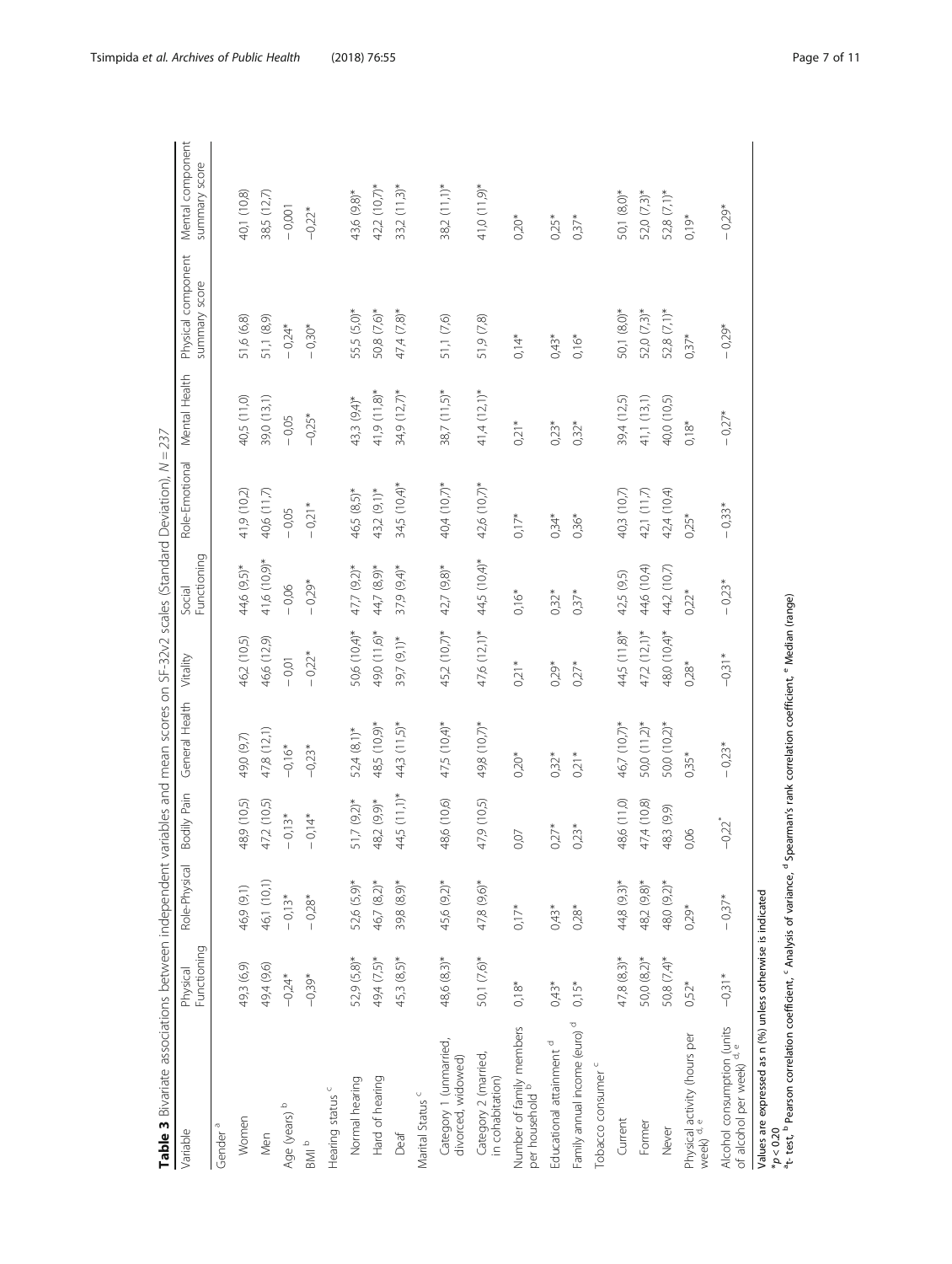**Table 3** Bivariate associations between independent variables and mean scores on SF-32v2 scales (Standard Deviation), *N* = 237

| Variable | Physical Functioning | Role-Physical | Bodily Pain | General Health | Vitality | Social Functioning | Role-Emotional | Mental Health | Physical component summary score | Mental component summary score |
|---|---|---|---|---|---|---|---|---|---|---|
| Gender [a] | | | | | | | | | | |
| Women | 49,3 (6,9) | 46,9 (9,1) | 48,9 (10,5) | 49,0 (9,7) | 46,2 (10,5) | 44,6 (9,5)* | 41,9 (10,2) | 40,5 (11,0) | 51,6 (6,8) | 40,1 (10,8) |
| Men | 49,4 (9,6) | 46,1 (10,1) | 47,2 (10,5) | 47,8 (12,1) | 46,6 (12,9) | 41,6 (10,9)* | 40,6 (11,7) | 39,0 (13,1) | 51,1 (8,9) | 38,5 (12,7) |
| Age (years) [b] | −0,24* | −0,13* | −0,13* | −0,16* | −0,01 | −0,06 | −0,05 | −0,05 | −0,24* | −0,001 |
| BMI [b] | −0,39* | −0,28* | −0,14* | −0,23* | −0,22* | −0,29* | −0,21* | −0,25* | −0,30* | −0,22* |
| Hearing status [c] | | | | | | | | | | |
| Normal hearing | 52,9 (5,8)* | 52,6 (5,9)* | 51,7 (9,2)* | 52,4 (8,1)* | 50,6 (10,4)* | 47,7 (9,2)* | 46,5 (8,5)* | 43,3 (9,4)* | 55,5 (5,0)* | 43,6 (9,8)* |
| Hard of hearing | 49,4 (7,5)* | 46,7 (8,2)* | 48,2 (9,9)* | 48,5 (10,9)* | 49,0 (11,6)* | 44,7 (8,9)* | 43,2 (9,1)* | 41,9 (11,8)* | 50,8 (7,6)* | 42,2 (10,7)* |
| Deaf | 45,3 (8,5)* | 39,8 (8,9)* | 44,5 (11,1)* | 44,3 (11,5)* | 39,7 (9,1)* | 37,9 (9,4)* | 34,5 (10,4)* | 34,9 (12,7)* | 47,4 (7,8)* | 33,2 (11,3)* |
| Marital Status [c] | | | | | | | | | | |
| Category 1 (unmarried, divorced, widowed) | 48,6 (8,3)* | 45,6 (9,2)* | 48,6 (10,6) | 47,5 (10,4)* | 45,2 (10,7)* | 42,7 (9,8)* | 40,4 (10,7)* | 38,7 (11,5)* | 51,1 (7,6) | 38,2 (11,1)* |
| Category 2 (married, in cohabitation) | 50,1 (7,6)* | 47,8 (9,6)* | 47,9 (10,5) | 49,8 (10,7)* | 47,6 (12,1)* | 44,5 (10,4)* | 42,6 (10,7)* | 41,4 (12,1)* | 51,9 (7,8) | 41,0 (11,9)* |
| Number of family members per household [b] | 0,18* | 0,17* | 0,07 | 0,20* | 0,21* | 0,16* | 0,17* | 0,21* | 0,14* | 0,20* |
| Educational attainment [d] | 0,43* | 0,43* | 0,27* | 0,32* | 0,29* | 0,32* | 0,34* | 0,23* | 0,43* | 0,25* |
| Family annual income (euro) [d] | 0,15* | 0,28* | 0,23* | 0,21* | 0,27* | 0,37* | 0,36* | 0,32* | 0,16* | 0,37* |
| Tobacco consumer [c] | | | | | | | | | | |
| Current | 47,8 (8,3)* | 44,8 (9,3)* | 48,6 (11,0) | 46,7 (10,7)* | 44,5 (11,8)* | 42,5 (9,5) | 40,3 (10,7) | 39,4 (12,5) | 50,1 (8,0)* | 50,1 (8,0)* |
| Former | 50,0 (8,2)* | 48,2 (9,8)* | 47,4 (10,8) | 50,0 (11,2)* | 47,2 (12,1)* | 44,6 (10,4) | 42,1 (11,7) | 41,1 (13,1) | 52,0 (7,3)* | 52,0 (7,3)* |
| Never | 50,8 (7,4)* | 48,0 (9,2)* | 48,3 (9,9) | 50,0 (10,2)* | 48,0 (10,4)* | 44,2 (10,7) | 42,4 (10,4) | 40,0 (10,5) | 52,8 (7,1)* | 52,8 (7,1)* |
| Physical activity (hours per week) [d, e] | 0,52* | 0,29* | 0,06 | 0,35* | 0,28* | 0,22* | 0,25* | 0,18* | 0,37* | 0,19* |
| Alcohol consumption (units of alcohol per week) [d, e] | −0,31* | −0,37* | −0,22* | −0,23* | −0,31* | −0,23* | −0,33* | −0,27* | −0,29* | −0,29* |

Values are expressed as n (%) unless otherwise is indicated

*$p < 0.20$

[a]t- test, [b] Pearson correlation coefficient, [c] Analysis of variance, [d] Spearman's rank correlation coefficient, [e] Median (range)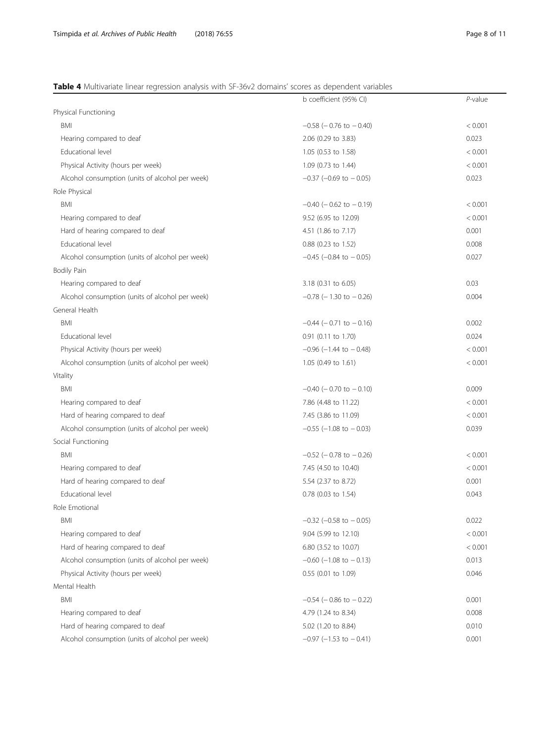**Table 4** Multivariate linear regression analysis with SF-36v2 domains' scores as dependent variables

| | b coefficient (95% CI) | *P*-value |
|---|---|---|
| Physical Functioning | | |
| BMI | −0.58 (− 0.76 to − 0.40) | < 0.001 |
| Hearing compared to deaf | 2.06 (0.29 to 3.83) | 0.023 |
| Educational level | 1.05 (0.53 to 1.58) | < 0.001 |
| Physical Activity (hours per week) | 1.09 (0.73 to 1.44) | < 0.001 |
| Alcohol consumption (units of alcohol per week) | −0.37 (−0.69 to − 0.05) | 0.023 |
| Role Physical | | |
| BMI | −0.40 (− 0.62 to − 0.19) | < 0.001 |
| Hearing compared to deaf | 9.52 (6.95 to 12.09) | < 0.001 |
| Hard of hearing compared to deaf | 4.51 (1.86 to 7.17) | 0.001 |
| Educational level | 0.88 (0.23 to 1.52) | 0.008 |
| Alcohol consumption (units of alcohol per week) | −0.45 (−0.84 to − 0.05) | 0.027 |
| Bodily Pain | | |
| Hearing compared to deaf | 3.18 (0.31 to 6.05) | 0.03 |
| Alcohol consumption (units of alcohol per week) | −0.78 (− 1.30 to − 0.26) | 0.004 |
| General Health | | |
| BMI | −0.44 (− 0.71 to − 0.16) | 0.002 |
| Educational level | 0.91 (0.11 to 1.70) | 0.024 |
| Physical Activity (hours per week) | −0.96 (−1.44 to − 0.48) | < 0.001 |
| Alcohol consumption (units of alcohol per week) | 1.05 (0.49 to 1.61) | < 0.001 |
| Vitality | | |
| BMI | −0.40 (− 0.70 to − 0.10) | 0.009 |
| Hearing compared to deaf | 7.86 (4.48 to 11.22) | < 0.001 |
| Hard of hearing compared to deaf | 7.45 (3.86 to 11.09) | < 0.001 |
| Alcohol consumption (units of alcohol per week) | −0.55 (−1.08 to − 0.03) | 0.039 |
| Social Functioning | | |
| BMI | −0.52 (− 0.78 to − 0.26) | < 0.001 |
| Hearing compared to deaf | 7.45 (4.50 to 10.40) | < 0.001 |
| Hard of hearing compared to deaf | 5.54 (2.37 to 8.72) | 0.001 |
| Educational level | 0.78 (0.03 to 1.54) | 0.043 |
| Role Emotional | | |
| BMI | −0.32 (−0.58 to − 0.05) | 0.022 |
| Hearing compared to deaf | 9.04 (5.99 to 12.10) | < 0.001 |
| Hard of hearing compared to deaf | 6.80 (3.52 to 10.07) | < 0.001 |
| Alcohol consumption (units of alcohol per week) | −0.60 (−1.08 to − 0.13) | 0.013 |
| Physical Activity (hours per week) | 0.55 (0.01 to 1.09) | 0.046 |
| Mental Health | | |
| BMI | −0.54 (− 0.86 to − 0.22) | 0.001 |
| Hearing compared to deaf | 4.79 (1.24 to 8.34) | 0.008 |
| Hard of hearing compared to deaf | 5.02 (1.20 to 8.84) | 0.010 |
| Alcohol consumption (units of alcohol per week) | −0.97 (−1.53 to − 0.41) | 0.001 |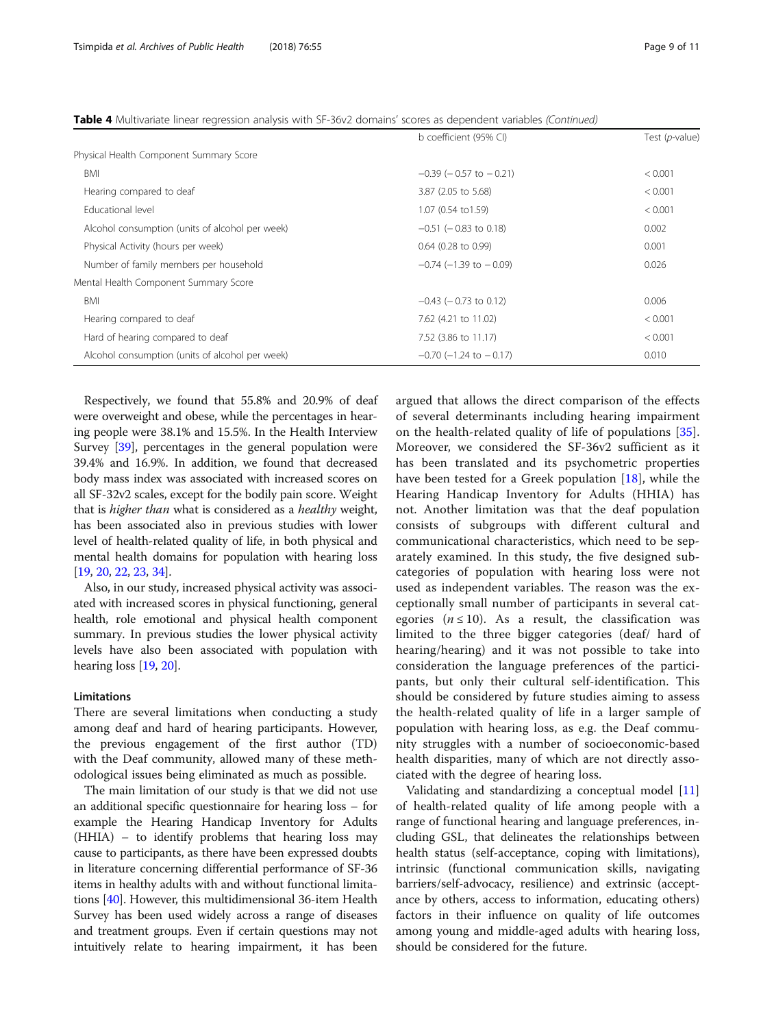**Table 4** Multivariate linear regression analysis with SF-36v2 domains' scores as dependent variables *(Continued)*

| | b coefficient (95% CI) | Test (*p*-value) |
|---|---|---|
| Physical Health Component Summary Score | | |
| BMI | −0.39 (− 0.57 to − 0.21) | < 0.001 |
| Hearing compared to deaf | 3.87 (2.05 to 5.68) | < 0.001 |
| Educational level | 1.07 (0.54 to1.59) | < 0.001 |
| Alcohol consumption (units of alcohol per week) | −0.51 (− 0.83 to 0.18) | 0.002 |
| Physical Activity (hours per week) | 0.64 (0.28 to 0.99) | 0.001 |
| Number of family members per household | −0.74 (−1.39 to − 0.09) | 0.026 |
| Mental Health Component Summary Score | | |
| BMI | −0.43 (− 0.73 to 0.12) | 0.006 |
| Hearing compared to deaf | 7.62 (4.21 to 11.02) | < 0.001 |
| Hard of hearing compared to deaf | 7.52 (3.86 to 11.17) | < 0.001 |
| Alcohol consumption (units of alcohol per week) | −0.70 (−1.24 to − 0.17) | 0.010 |

Respectively, we found that 55.8% and 20.9% of deaf were overweight and obese, while the percentages in hearing people were 38.1% and 15.5%. In the Health Interview Survey [39], percentages in the general population were 39.4% and 16.9%. In addition, we found that decreased body mass index was associated with increased scores on all SF-32v2 scales, except for the bodily pain score. Weight that is *higher than* what is considered as a *healthy* weight, has been associated also in previous studies with lower level of health-related quality of life, in both physical and mental health domains for population with hearing loss [19, 20, 22, 23, 34].

Also, in our study, increased physical activity was associated with increased scores in physical functioning, general health, role emotional and physical health component summary. In previous studies the lower physical activity levels have also been associated with population with hearing loss [19, 20].

## Limitations

There are several limitations when conducting a study among deaf and hard of hearing participants. However, the previous engagement of the first author (TD) with the Deaf community, allowed many of these methodological issues being eliminated as much as possible.

The main limitation of our study is that we did not use an additional specific questionnaire for hearing loss – for example the Hearing Handicap Inventory for Adults (HHIA) – to identify problems that hearing loss may cause to participants, as there have been expressed doubts in literature concerning differential performance of SF-36 items in healthy adults with and without functional limitations [40]. However, this multidimensional 36-item Health Survey has been used widely across a range of diseases and treatment groups. Even if certain questions may not intuitively relate to hearing impairment, it has been argued that allows the direct comparison of the effects of several determinants including hearing impairment on the health-related quality of life of populations [35]. Moreover, we considered the SF-36v2 sufficient as it has been translated and its psychometric properties have been tested for a Greek population [18], while the Hearing Handicap Inventory for Adults (HHIA) has not. Another limitation was that the deaf population consists of subgroups with different cultural and communicational characteristics, which need to be separately examined. In this study, the five designed subcategories of population with hearing loss were not used as independent variables. The reason was the exceptionally small number of participants in several categories ($n \leq 10$). As a result, the classification was limited to the three bigger categories (deaf/ hard of hearing/hearing) and it was not possible to take into consideration the language preferences of the participants, but only their cultural self-identification. This should be considered by future studies aiming to assess the health-related quality of life in a larger sample of population with hearing loss, as e.g. the Deaf community struggles with a number of socioeconomic-based health disparities, many of which are not directly associated with the degree of hearing loss.

Validating and standardizing a conceptual model [11] of health-related quality of life among people with a range of functional hearing and language preferences, including GSL, that delineates the relationships between health status (self-acceptance, coping with limitations), intrinsic (functional communication skills, navigating barriers/self-advocacy, resilience) and extrinsic (acceptance by others, access to information, educating others) factors in their influence on quality of life outcomes among young and middle-aged adults with hearing loss, should be considered for the future.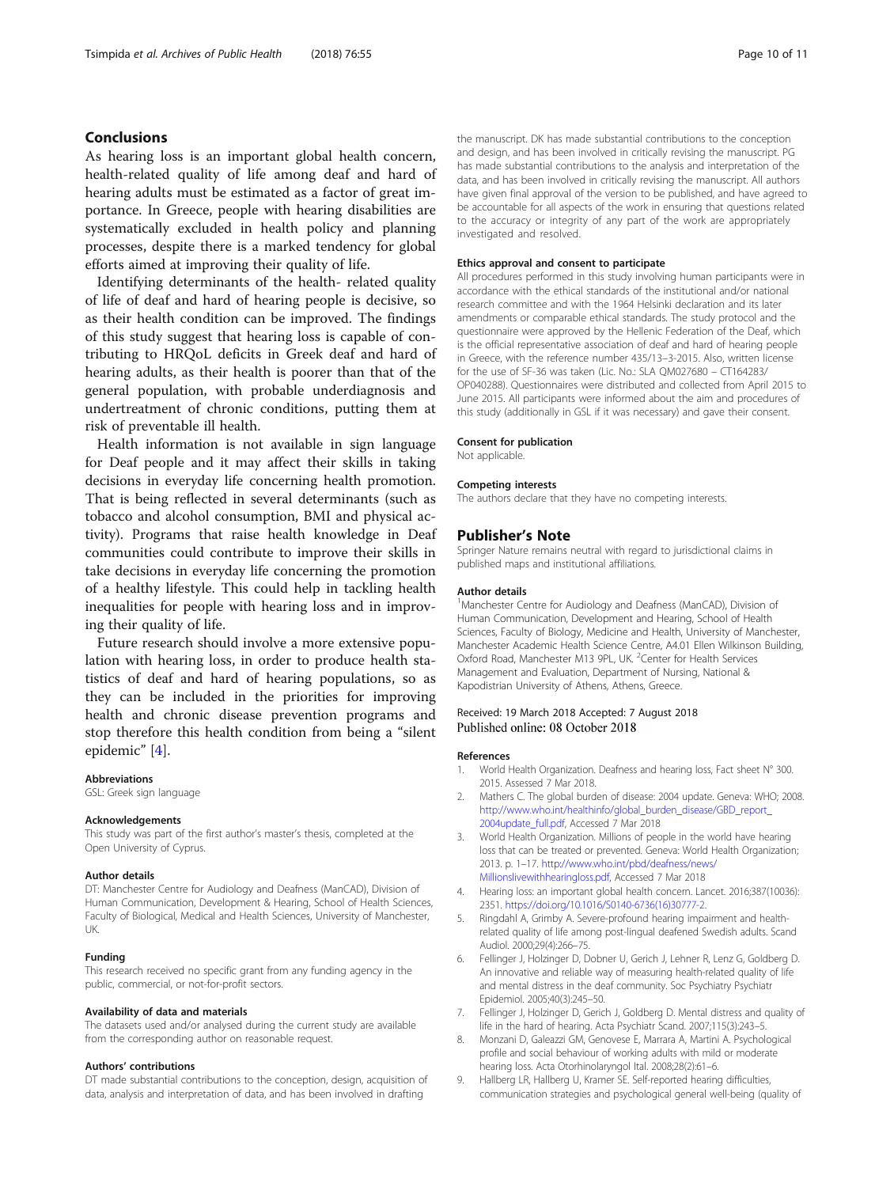## Conclusions

As hearing loss is an important global health concern, health-related quality of life among deaf and hard of hearing adults must be estimated as a factor of great importance. In Greece, people with hearing disabilities are systematically excluded in health policy and planning processes, despite there is a marked tendency for global efforts aimed at improving their quality of life.

Identifying determinants of the health- related quality of life of deaf and hard of hearing people is decisive, so as their health condition can be improved. The findings of this study suggest that hearing loss is capable of contributing to HRQoL deficits in Greek deaf and hard of hearing adults, as their health is poorer than that of the general population, with probable underdiagnosis and undertreatment of chronic conditions, putting them at risk of preventable ill health.

Health information is not available in sign language for Deaf people and it may affect their skills in taking decisions in everyday life concerning health promotion. That is being reflected in several determinants (such as tobacco and alcohol consumption, BMI and physical activity). Programs that raise health knowledge in Deaf communities could contribute to improve their skills in take decisions in everyday life concerning the promotion of a healthy lifestyle. This could help in tackling health inequalities for people with hearing loss and in improving their quality of life.

Future research should involve a more extensive population with hearing loss, in order to produce health statistics of deaf and hard of hearing populations, so as they can be included in the priorities for improving health and chronic disease prevention programs and stop therefore this health condition from being a "silent epidemic" [4].

### Abbreviations

GSL: Greek sign language

### Acknowledgements

This study was part of the first author's master's thesis, completed at the Open University of Cyprus.

### Author details

DT: Manchester Centre for Audiology and Deafness (ManCAD), Division of Human Communication, Development & Hearing, School of Health Sciences, Faculty of Biological, Medical and Health Sciences, University of Manchester, UK.

### Funding

This research received no specific grant from any funding agency in the public, commercial, or not-for-profit sectors.

### Availability of data and materials

The datasets used and/or analysed during the current study are available from the corresponding author on reasonable request.

### Authors' contributions

DT made substantial contributions to the conception, design, acquisition of data, analysis and interpretation of data, and has been involved in drafting the manuscript. DK has made substantial contributions to the conception and design, and has been involved in critically revising the manuscript. PG has made substantial contributions to the analysis and interpretation of the data, and has been involved in critically revising the manuscript. All authors have given final approval of the version to be published, and have agreed to be accountable for all aspects of the work in ensuring that questions related to the accuracy or integrity of any part of the work are appropriately investigated and resolved.

### Ethics approval and consent to participate

All procedures performed in this study involving human participants were in accordance with the ethical standards of the institutional and/or national research committee and with the 1964 Helsinki declaration and its later amendments or comparable ethical standards. The study protocol and the questionnaire were approved by the Hellenic Federation of the Deaf, which is the official representative association of deaf and hard of hearing people in Greece, with the reference number 435/13–3-2015. Also, written license for the use of SF-36 was taken (Lic. No.: SLA QM027680 – CT164283/ OP040288). Questionnaires were distributed and collected from April 2015 to June 2015. All participants were informed about the aim and procedures of this study (additionally in GSL if it was necessary) and gave their consent.

### Consent for publication

Not applicable.

### Competing interests

The authors declare that they have no competing interests.

## Publisher's Note

Springer Nature remains neutral with regard to jurisdictional claims in published maps and institutional affiliations.

### Author details

[1]Manchester Centre for Audiology and Deafness (ManCAD), Division of Human Communication, Development and Hearing, School of Health Sciences, Faculty of Biology, Medicine and Health, University of Manchester, Manchester Academic Health Science Centre, A4.01 Ellen Wilkinson Building, Oxford Road, Manchester M13 9PL, UK. [2]Center for Health Services Management and Evaluation, Department of Nursing, National & Kapodistrian University of Athens, Athens, Greece.

Received: 19 March 2018 Accepted: 7 August 2018
Published online: 08 October 2018

### References

1. World Health Organization. Deafness and hearing loss, Fact sheet N° 300. 2015. Assessed 7 Mar 2018.
2. Mathers C. The global burden of disease: 2004 update. Geneva: WHO; 2008. http://www.who.int/healthinfo/global_burden_disease/GBD_report_2004update_full.pdf, Accessed 7 Mar 2018
3. World Health Organization. Millions of people in the world have hearing loss that can be treated or prevented. Geneva: World Health Organization; 2013. p. 1–17. http://www.who.int/pbd/deafness/news/Millionslivewithhearingloss.pdf, Accessed 7 Mar 2018
4. Hearing loss: an important global health concern. Lancet. 2016;387(10036):2351. https://doi.org/10.1016/S0140-6736(16)30777-2.
5. Ringdahl A, Grimby A. Severe-profound hearing impairment and health-related quality of life among post-lingual deafened Swedish adults. Scand Audiol. 2000;29(4):266–75.
6. Fellinger J, Holzinger D, Dobner U, Gerich J, Lehner R, Lenz G, Goldberg D. An innovative and reliable way of measuring health-related quality of life and mental distress in the deaf community. Soc Psychiatry Psychiatr Epidemiol. 2005;40(3):245–50.
7. Fellinger J, Holzinger D, Gerich J, Goldberg D. Mental distress and quality of life in the hard of hearing. Acta Psychiatr Scand. 2007;115(3):243–5.
8. Monzani D, Galeazzi GM, Genovese E, Marrara A, Martini A. Psychological profile and social behaviour of working adults with mild or moderate hearing loss. Acta Otorhinolaryngol Ital. 2008;28(2):61–6.
9. Hallberg LR, Hallberg U, Kramer SE. Self-reported hearing difficulties, communication strategies and psychological general well-being (quality of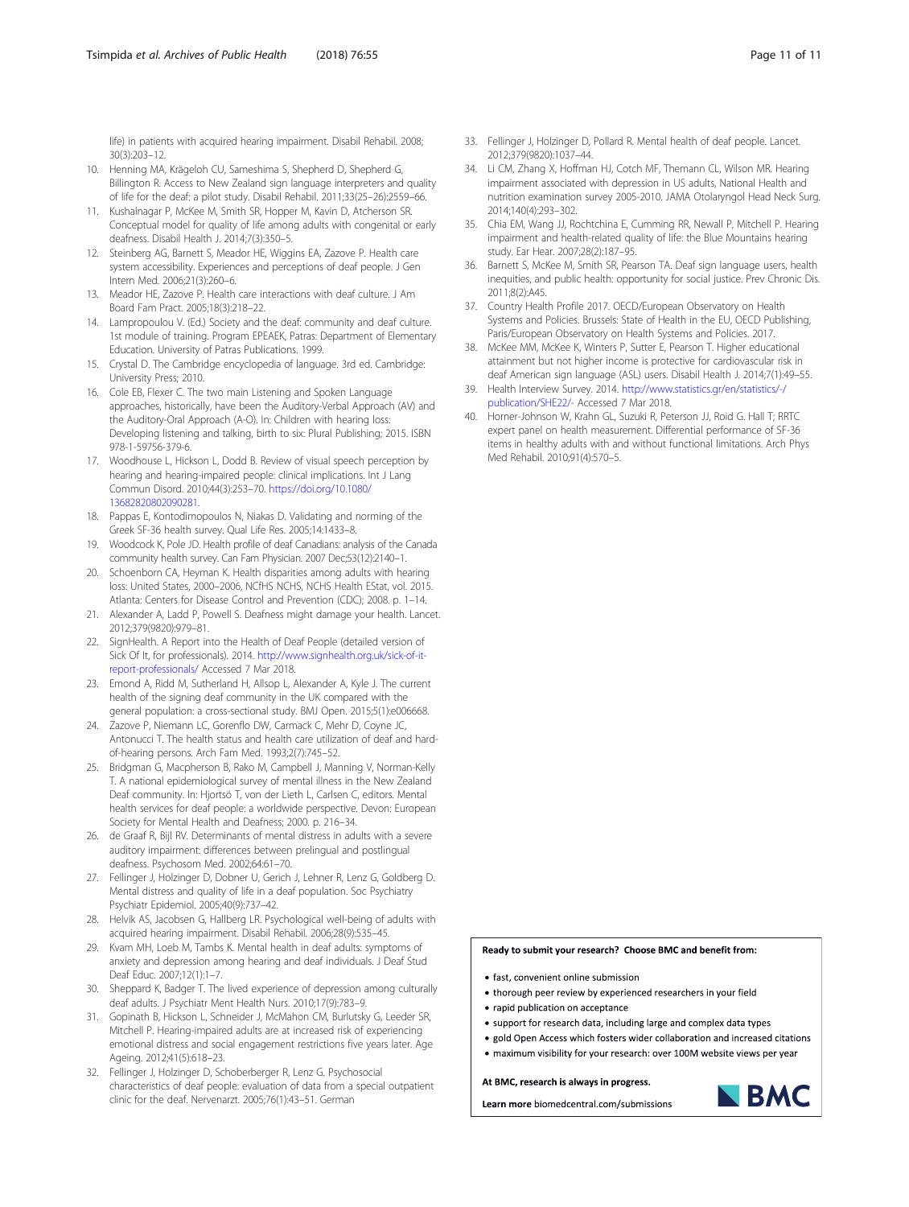life) in patients with acquired hearing impairment. Disabil Rehabil. 2008;30(3):203–12.

10. Henning MA, Krägeloh CU, Sameshima S, Shepherd D, Shepherd G, Billington R. Access to New Zealand sign language interpreters and quality of life for the deaf: a pilot study. Disabil Rehabil. 2011;33(25–26):2559–66.
11. Kushalnagar P, McKee M, Smith SR, Hopper M, Kavin D, Atcherson SR. Conceptual model for quality of life among adults with congenital or early deafness. Disabil Health J. 2014;7(3):350–5.
12. Steinberg AG, Barnett S, Meador HE, Wiggins EA, Zazove P. Health care system accessibility. Experiences and perceptions of deaf people. J Gen Intern Med. 2006;21(3):260–6.
13. Meador HE, Zazove P. Health care interactions with deaf culture. J Am Board Fam Pract. 2005;18(3):218–22.
14. Lampropoulou V. (Ed.) Society and the deaf: community and deaf culture. 1st module of training. Program EPEAEK, Patras: Department of Elementary Education. University of Patras Publications. 1999.
15. Crystal D. The Cambridge encyclopedia of language. 3rd ed. Cambridge: University Press; 2010.
16. Cole EB, Flexer C. The two main Listening and Spoken Language approaches, historically, have been the Auditory-Verbal Approach (AV) and the Auditory-Oral Approach (A-O). In: Children with hearing loss: Developing listening and talking, birth to six: Plural Publishing; 2015. ISBN 978-1-59756-379-6.
17. Woodhouse L, Hickson L, Dodd B. Review of visual speech perception by hearing and hearing-impaired people: clinical implications. Int J Lang Commun Disord. 2010;44(3):253–70. https://doi.org/10.1080/13682820802090281.
18. Pappas E, Kontodimopoulos N, Niakas D. Validating and norming of the Greek SF-36 health survey. Qual Life Res. 2005;14:1433–8.
19. Woodcock K, Pole JD. Health profile of deaf Canadians: analysis of the Canada community health survey. Can Fam Physician. 2007 Dec;53(12):2140–1.
20. Schoenborn CA, Heyman K. Health disparities among adults with hearing loss: United States, 2000–2006, NCfHS NCHS, NCHS Health EStat, vol. 2015. Atlanta: Centers for Disease Control and Prevention (CDC); 2008. p. 1–14.
21. Alexander A, Ladd P, Powell S. Deafness might damage your health. Lancet. 2012;379(9820):979–81.
22. SignHealth. A Report into the Health of Deaf People (detailed version of Sick Of It, for professionals). 2014. http://www.signhealth.org.uk/sick-of-it-report-professionals/ Accessed 7 Mar 2018.
23. Emond A, Ridd M, Sutherland H, Allsop L, Alexander A, Kyle J. The current health of the signing deaf community in the UK compared with the general population: a cross-sectional study. BMJ Open. 2015;5(1):e006668.
24. Zazove P, Niemann LC, Gorenflo DW, Carmack C, Mehr D, Coyne JC, Antonucci T. The health status and health care utilization of deaf and hard-of-hearing persons. Arch Fam Med. 1993;2(7):745–52.
25. Bridgman G, Macpherson B, Rako M, Campbell J, Manning V, Norman-Kelly T. A national epidemiological survey of mental illness in the New Zealand Deaf community. In: Hjortsö T, von der Lieth L, Carlsen C, editors. Mental health services for deaf people: a worldwide perspective. Devon: European Society for Mental Health and Deafness; 2000. p. 216–34.
26. de Graaf R, Bijl RV. Determinants of mental distress in adults with a severe auditory impairment: differences between prelingual and postlingual deafness. Psychosom Med. 2002;64:61–70.
27. Fellinger J, Holzinger D, Dobner U, Gerich J, Lehner R, Lenz G, Goldberg D. Mental distress and quality of life in a deaf population. Soc Psychiatry Psychiatr Epidemiol. 2005;40(9):737–42.
28. Helvik AS, Jacobsen G, Hallberg LR. Psychological well-being of adults with acquired hearing impairment. Disabil Rehabil. 2006;28(9):535–45.
29. Kvam MH, Loeb M, Tambs K. Mental health in deaf adults: symptoms of anxiety and depression among hearing and deaf individuals. J Deaf Stud Deaf Educ. 2007;12(1):1–7.
30. Sheppard K, Badger T. The lived experience of depression among culturally deaf adults. J Psychiatr Ment Health Nurs. 2010;17(9):783–9.
31. Gopinath B, Hickson L, Schneider J, McMahon CM, Burlutsky G, Leeder SR, Mitchell P. Hearing-impaired adults are at increased risk of experiencing emotional distress and social engagement restrictions five years later. Age Ageing. 2012;41(5):618–23.
32. Fellinger J, Holzinger D, Schoberberger R, Lenz G. Psychosocial characteristics of deaf people: evaluation of data from a special outpatient clinic for the deaf. Nervenarzt. 2005;76(1):43–51. German
33. Fellinger J, Holzinger D, Pollard R. Mental health of deaf people. Lancet. 2012;379(9820):1037–44.
34. Li CM, Zhang X, Hoffman HJ, Cotch MF, Themann CL, Wilson MR. Hearing impairment associated with depression in US adults, National Health and nutrition examination survey 2005-2010. JAMA Otolaryngol Head Neck Surg. 2014;140(4):293–302.
35. Chia EM, Wang JJ, Rochtchina E, Cumming RR, Newall P, Mitchell P. Hearing impairment and health-related quality of life: the Blue Mountains hearing study. Ear Hear. 2007;28(2):187–95.
36. Barnett S, McKee M, Smith SR, Pearson TA. Deaf sign language users, health inequities, and public health: opportunity for social justice. Prev Chronic Dis. 2011;8(2):A45.
37. Country Health Profile 2017. OECD/European Observatory on Health Systems and Policies. Brussels: State of Health in the EU, OECD Publishing, Paris/European Observatory on Health Systems and Policies. 2017.
38. McKee MM, McKee K, Winters P, Sutter E, Pearson T. Higher educational attainment but not higher income is protective for cardiovascular risk in deaf American sign language (ASL) users. Disabil Health J. 2014;7(1):49–55.
39. Health Interview Survey. 2014. http://www.statistics.gr/en/statistics/-/publication/SHE22/- Accessed 7 Mar 2018.
40. Horner-Johnson W, Krahn GL, Suzuki R, Peterson JJ, Roid G. Hall T; RRTC expert panel on health measurement. Differential performance of SF-36 items in healthy adults with and without functional limitations. Arch Phys Med Rehabil. 2010;91(4):570–5.